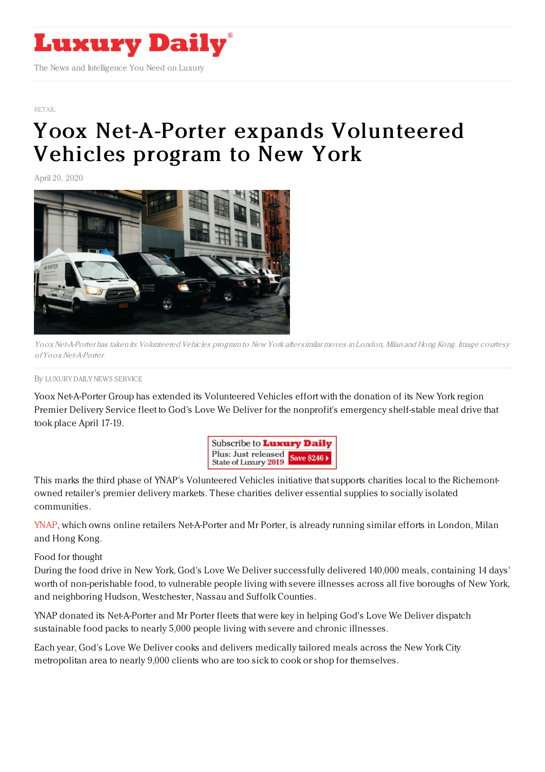# Luxury Daily

The News and Intelligence You Need on Luxury

RETAIL

# Yoox Net-A-Porter expands Volunteered Vehicles program to New York

April 20, 2020

*Yoox Net-A-Porter has taken its Volunteered Vehicles program to New York after similar moves in London, Milan and Hong Kong. Image courtesy of Yoox Net-A-Porter*

By LUXURY DAILY NEWS SERVICE

Yoox Net-A-Porter Group has extended its Volunteered Vehicles effort with the donation of its New York region Premier Delivery Service fleet to God's Love We Deliver for the nonprofit's emergency shelf-stable meal drive that took place April 17-19.

This marks the third phase of YNAP's Volunteered Vehicles initiative that supports charities local to the Richemont-owned retailer's premier delivery markets. These charities deliver essential supplies to socially isolated communities.

YNAP, which owns online retailers Net-A-Porter and Mr Porter, is already running similar efforts in London, Milan and Hong Kong.

Food for thought

During the food drive in New York, God's Love We Deliver successfully delivered 140,000 meals, containing 14 days' worth of non-perishable food, to vulnerable people living with severe illnesses across all five boroughs of New York, and neighboring Hudson, Westchester, Nassau and Suffolk Counties.

YNAP donated its Net-A-Porter and Mr Porter fleets that were key in helping God's Love We Deliver dispatch sustainable food packs to nearly 5,000 people living with severe and chronic illnesses.

Each year, God's Love We Deliver cooks and delivers medically tailored meals across the New York City metropolitan area to nearly 9,000 clients who are too sick to cook or shop for themselves.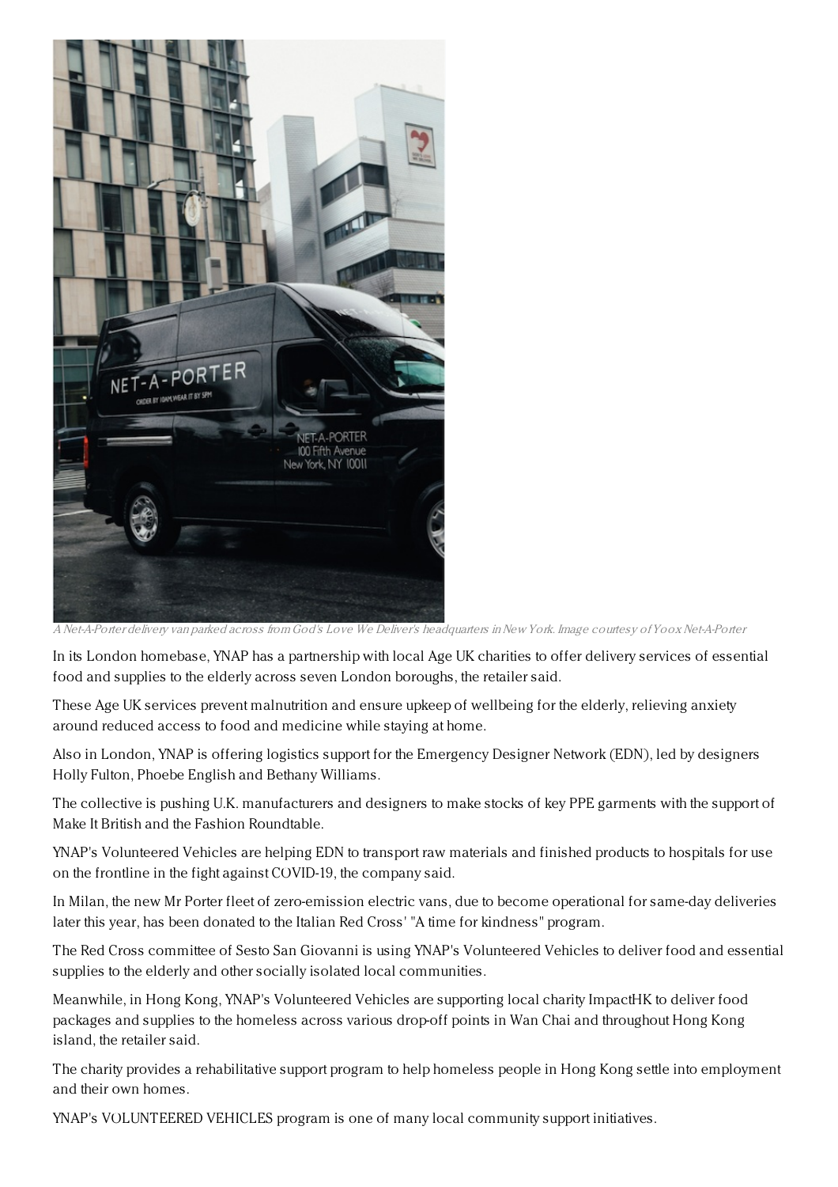A Net-A-Porter delivery van parked across from God's Love We Deliver's headquarters in New York. Image courtesy of Yoox Net-A-Porter

In its London homebase, YNAP has a partnership with local Age UK charities to offer delivery services of essential food and supplies to the elderly across seven London boroughs, the retailer said.

These Age UK services prevent malnutrition and ensure upkeep of wellbeing for the elderly, relieving anxiety around reduced access to food and medicine while staying at home.

Also in London, YNAP is offering logistics support for the Emergency Designer Network (EDN), led by designers Holly Fulton, Phoebe English and Bethany Williams.

The collective is pushing U.K. manufacturers and designers to make stocks of key PPE garments with the support of Make It British and the Fashion Roundtable.

YNAP's Volunteered Vehicles are helping EDN to transport raw materials and finished products to hospitals for use on the frontline in the fight against COVID-19, the company said.

In Milan, the new Mr Porter fleet of zero-emission electric vans, due to become operational for same-day deliveries later this year, has been donated to the Italian Red Cross' "A time for kindness" program.

The Red Cross committee of Sesto San Giovanni is using YNAP's Volunteered Vehicles to deliver food and essential supplies to the elderly and other socially isolated local communities.

Meanwhile, in Hong Kong, YNAP's Volunteered Vehicles are supporting local charity ImpactHK to deliver food packages and supplies to the homeless across various drop-off points in Wan Chai and throughout Hong Kong island, the retailer said.

The charity provides a rehabilitative support program to help homeless people in Hong Kong settle into employment and their own homes.

YNAP's VOLUNTEERED VEHICLES program is one of many local community support initiatives.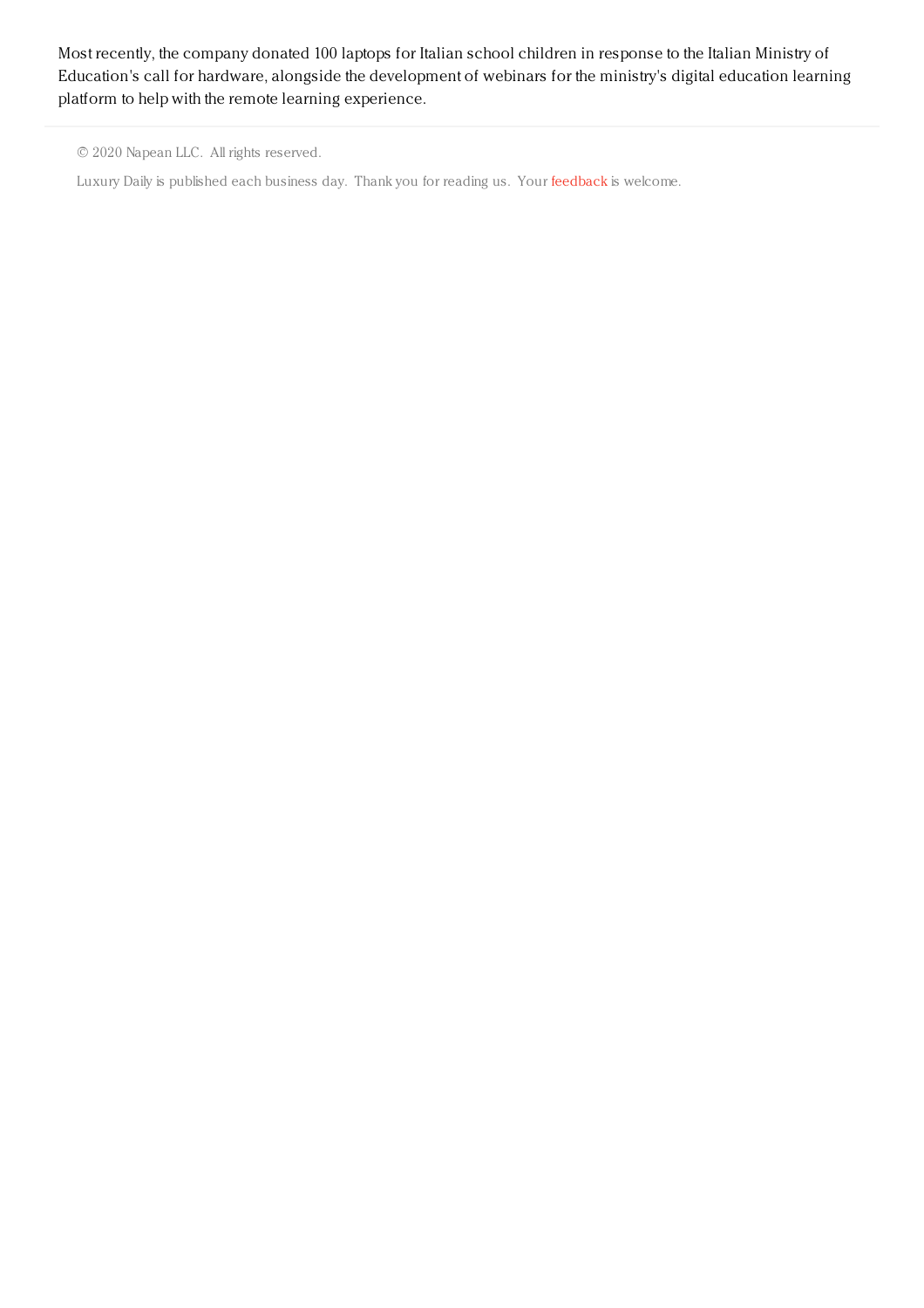Most recently, the company donated 100 laptops for Italian school children in response to the Italian Ministry of Education's call for hardware, alongside the development of webinars for the ministry's digital education learning platform to help with the remote learning experience.

---

© 2020 Napean LLC. All rights reserved.

Luxury Daily is published each business day. Thank you for reading us. Your feedback is welcome.